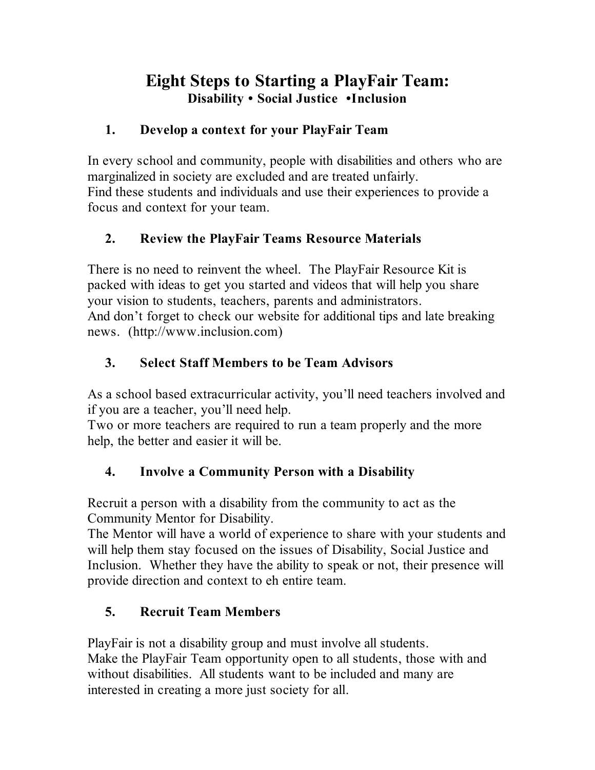# Eight Steps to Starting a PlayFair Team:

**Disability • Social Justice •Inclusion**

## 1. Develop a context for your PlayFair Team

In every school and community, people with disabilities and others who are marginalized in society are excluded and are treated unfairly.
Find these students and individuals and use their experiences to provide a focus and context for your team.

## 2. Review the PlayFair Teams Resource Materials

There is no need to reinvent the wheel. The PlayFair Resource Kit is packed with ideas to get you started and videos that will help you share your vision to students, teachers, parents and administrators.
And don't forget to check our website for additional tips and late breaking news. (http://www.inclusion.com)

## 3. Select Staff Members to be Team Advisors

As a school based extracurricular activity, you'll need teachers involved and if you are a teacher, you'll need help.
Two or more teachers are required to run a team properly and the more help, the better and easier it will be.

## 4. Involve a Community Person with a Disability

Recruit a person with a disability from the community to act as the Community Mentor for Disability.
The Mentor will have a world of experience to share with your students and will help them stay focused on the issues of Disability, Social Justice and Inclusion. Whether they have the ability to speak or not, their presence will provide direction and context to eh entire team.

## 5. Recruit Team Members

PlayFair is not a disability group and must involve all students.
Make the PlayFair Team opportunity open to all students, those with and without disabilities. All students want to be included and many are interested in creating a more just society for all.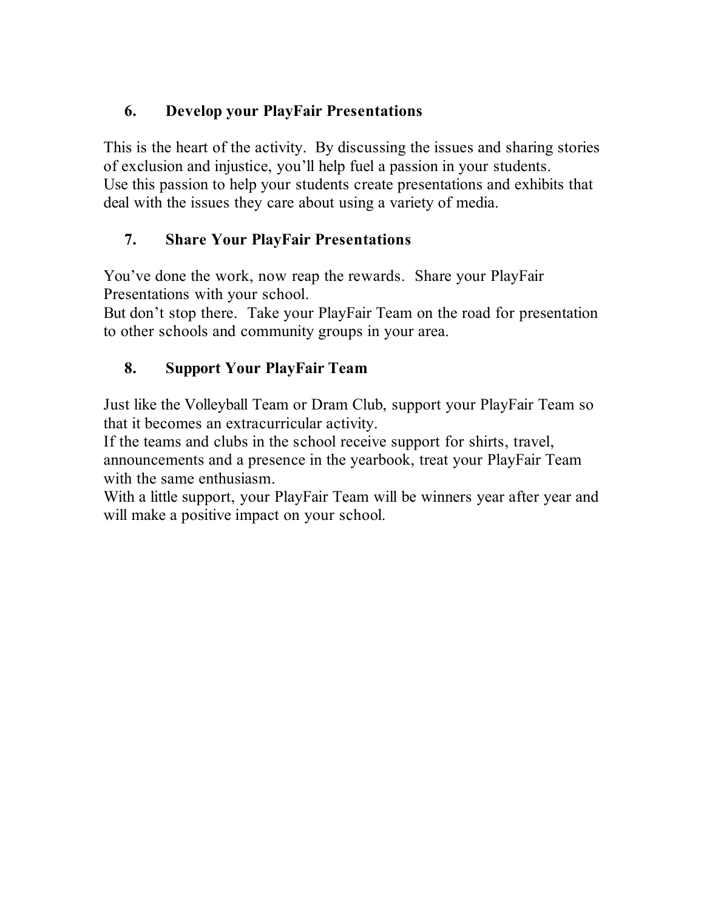## 6. Develop your PlayFair Presentations

This is the heart of the activity.  By discussing the issues and sharing stories of exclusion and injustice, you'll help fuel a passion in your students.
Use this passion to help your students create presentations and exhibits that deal with the issues they care about using a variety of media.

## 7. Share Your PlayFair Presentations

You've done the work, now reap the rewards.  Share your PlayFair Presentations with your school.
But don't stop there.  Take your PlayFair Team on the road for presentation to other schools and community groups in your area.

## 8. Support Your PlayFair Team

Just like the Volleyball Team or Dram Club, support your PlayFair Team so that it becomes an extracurricular activity.
If the teams and clubs in the school receive support for shirts, travel, announcements and a presence in the yearbook, treat your PlayFair Team with the same enthusiasm.
With a little support, your PlayFair Team will be winners year after year and will make a positive impact on your school.